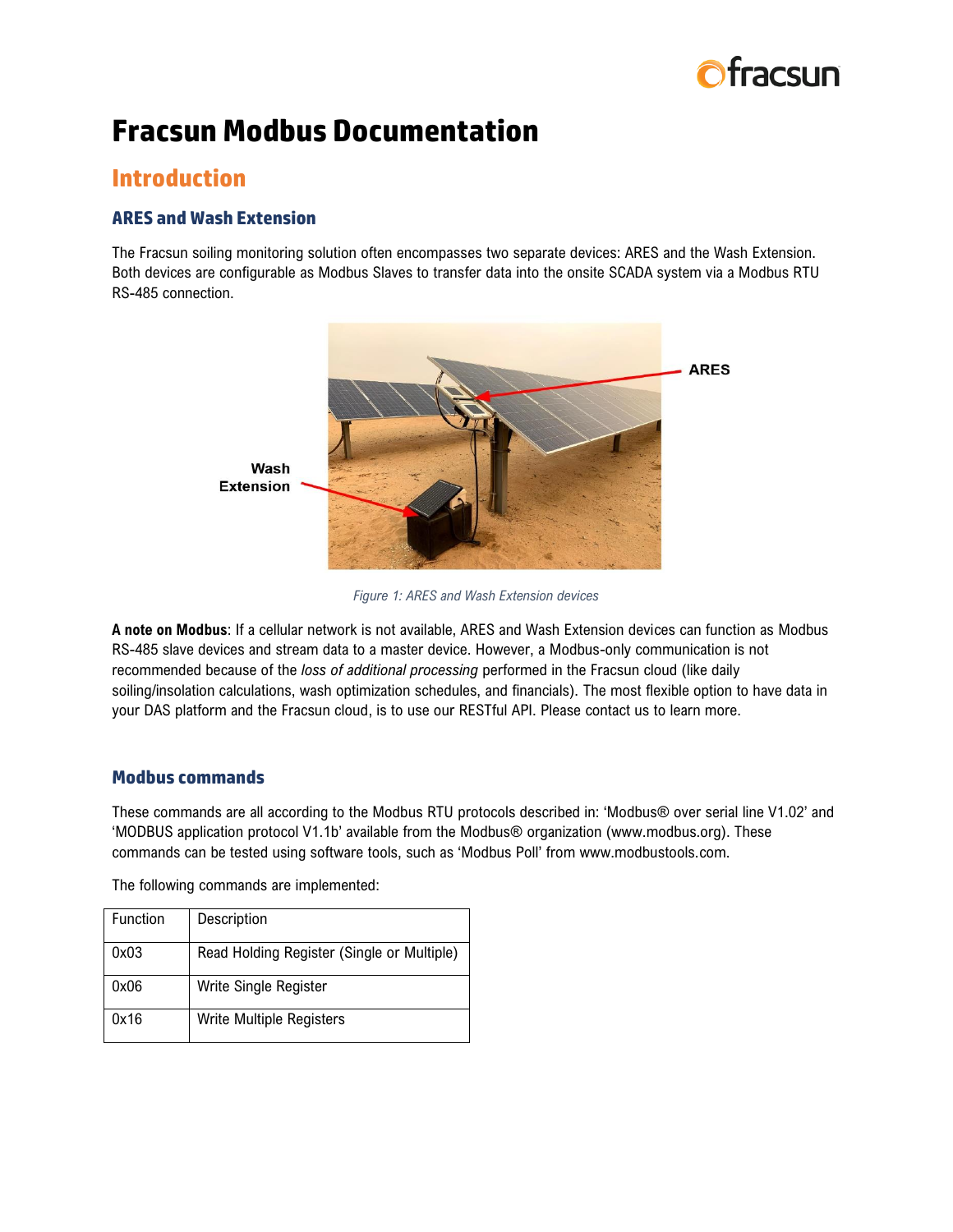# Fracsun Modbus Documentation

## Introduction

### ARES and Wash Extension

The Fracsun soiling monitoring solution often encompasses two separate devices: ARES and the Wash Extension. Both devices are configurable as Modbus Slaves to transfer data into the onsite SCADA system via a Modbus RTU RS-485 connection.

*Figure 1: ARES and Wash Extension devices*

**A note on Modbus**: If a cellular network is not available, ARES and Wash Extension devices can function as Modbus RS-485 slave devices and stream data to a master device. However, a Modbus-only communication is not recommended because of the *loss of additional processing* performed in the Fracsun cloud (like daily soiling/insolation calculations, wash optimization schedules, and financials). The most flexible option to have data in your DAS platform and the Fracsun cloud, is to use our RESTful API. Please contact us to learn more.

### Modbus commands

These commands are all according to the Modbus RTU protocols described in: 'Modbus® over serial line V1.02' and 'MODBUS application protocol V1.1b' available from the Modbus® organization (www.modbus.org). These commands can be tested using software tools, such as 'Modbus Poll' from www.modbustools.com.

The following commands are implemented:

| Function | Description |
|---|---|
| 0x03 | Read Holding Register (Single or Multiple) |
| 0x06 | Write Single Register |
| 0x16 | Write Multiple Registers |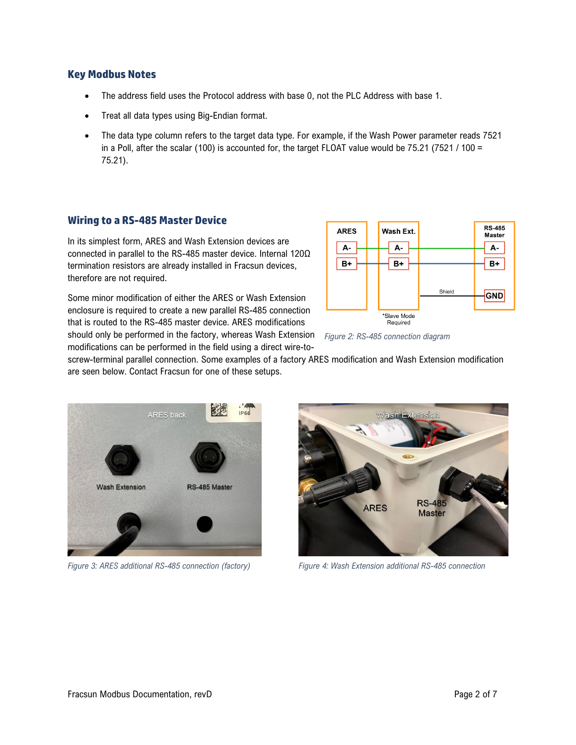## Key Modbus Notes

- The address field uses the Protocol address with base 0, not the PLC Address with base 1.
- Treat all data types using Big-Endian format.
- The data type column refers to the target data type. For example, if the Wash Power parameter reads 7521 in a Poll, after the scalar (100) is accounted for, the target FLOAT value would be 75.21 (7521 / 100 = 75.21).

## Wiring to a RS-485 Master Device

In its simplest form, ARES and Wash Extension devices are connected in parallel to the RS-485 master device. Internal 120Ω termination resistors are already installed in Fracsun devices, therefore are not required.

Some minor modification of either the ARES or Wash Extension enclosure is required to create a new parallel RS-485 connection that is routed to the RS-485 master device. ARES modifications should only be performed in the factory, whereas Wash Extension modifications can be performed in the field using a direct wire-to-screw-terminal parallel connection. Some examples of a factory ARES modification and Wash Extension modification are seen below. Contact Fracsun for one of these setups.

*Figure 2: RS-485 connection diagram*

*Figure 3: ARES additional RS-485 connection (factory)*

*Figure 4: Wash Extension additional RS-485 connection*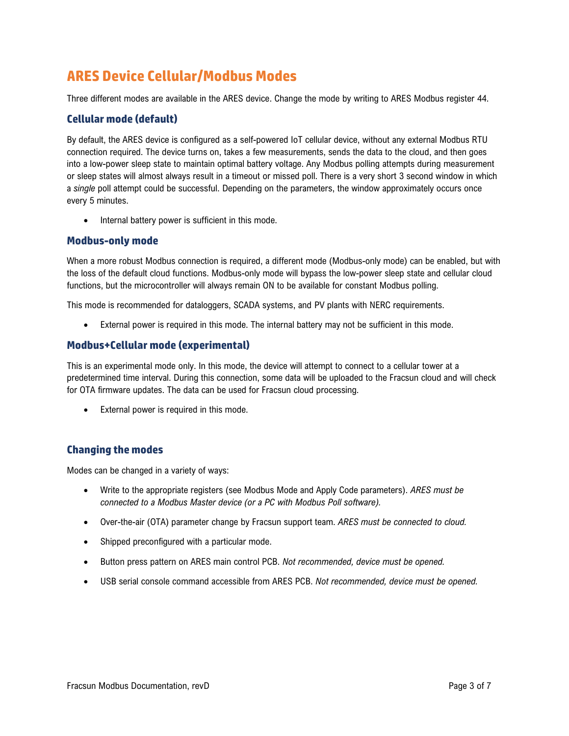# ARES Device Cellular/Modbus Modes

Three different modes are available in the ARES device. Change the mode by writing to ARES Modbus register 44.

## Cellular mode (default)

By default, the ARES device is configured as a self-powered IoT cellular device, without any external Modbus RTU connection required. The device turns on, takes a few measurements, sends the data to the cloud, and then goes into a low-power sleep state to maintain optimal battery voltage. Any Modbus polling attempts during measurement or sleep states will almost always result in a timeout or missed poll. There is a very short 3 second window in which a *single* poll attempt could be successful. Depending on the parameters, the window approximately occurs once every 5 minutes.

- Internal battery power is sufficient in this mode.

## Modbus-only mode

When a more robust Modbus connection is required, a different mode (Modbus-only mode) can be enabled, but with the loss of the default cloud functions. Modbus-only mode will bypass the low-power sleep state and cellular cloud functions, but the microcontroller will always remain ON to be available for constant Modbus polling.

This mode is recommended for dataloggers, SCADA systems, and PV plants with NERC requirements.

- External power is required in this mode. The internal battery may not be sufficient in this mode.

## Modbus+Cellular mode (experimental)

This is an experimental mode only. In this mode, the device will attempt to connect to a cellular tower at a predetermined time interval. During this connection, some data will be uploaded to the Fracsun cloud and will check for OTA firmware updates. The data can be used for Fracsun cloud processing.

- External power is required in this mode.

## Changing the modes

Modes can be changed in a variety of ways:

- Write to the appropriate registers (see Modbus Mode and Apply Code parameters). *ARES must be connected to a Modbus Master device (or a PC with Modbus Poll software).*
- Over-the-air (OTA) parameter change by Fracsun support team. *ARES must be connected to cloud.*
- Shipped preconfigured with a particular mode.
- Button press pattern on ARES main control PCB. *Not recommended, device must be opened.*
- USB serial console command accessible from ARES PCB. *Not recommended, device must be opened.*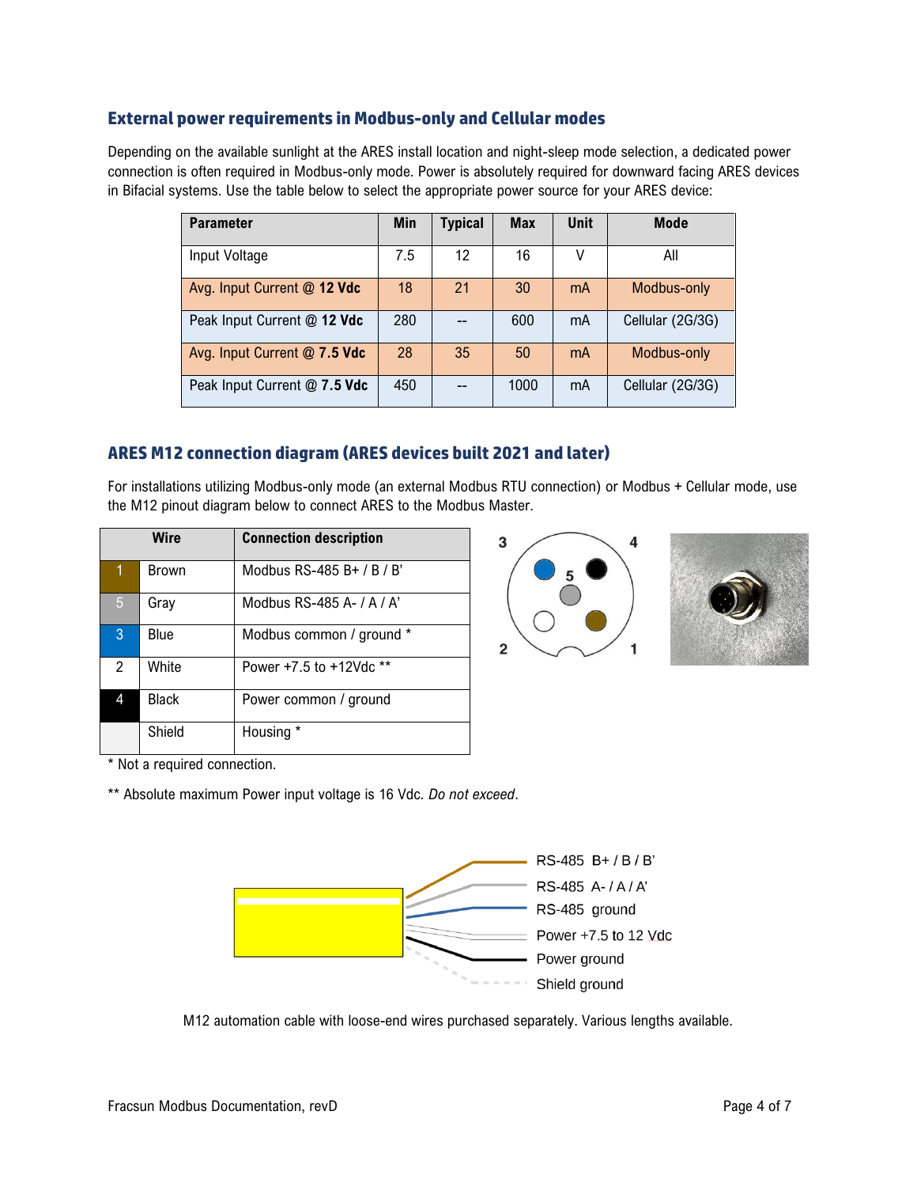### External power requirements in Modbus-only and Cellular modes

Depending on the available sunlight at the ARES install location and night-sleep mode selection, a dedicated power connection is often required in Modbus-only mode. Power is absolutely required for downward facing ARES devices in Bifacial systems. Use the table below to select the appropriate power source for your ARES device:

| Parameter | Min | Typical | Max | Unit | Mode |
|---|---|---|---|---|---|
| Input Voltage | 7.5 | 12 | 16 | V | All |
| Avg. Input Current @ **12 Vdc** | 18 | 21 | 30 | mA | Modbus-only |
| Peak Input Current @ **12 Vdc** | 280 | -- | 600 | mA | Cellular (2G/3G) |
| Avg. Input Current @ **7.5 Vdc** | 28 | 35 | 50 | mA | Modbus-only |
| Peak Input Current @ **7.5 Vdc** | 450 | -- | 1000 | mA | Cellular (2G/3G) |

### ARES M12 connection diagram (ARES devices built 2021 and later)

For installations utilizing Modbus-only mode (an external Modbus RTU connection) or Modbus + Cellular mode, use the M12 pinout diagram below to connect ARES to the Modbus Master.

| Wire | | Connection description |
|---|---|---|
| 1 | Brown | Modbus RS-485 B+ / B / B' |
| 5 | Gray | Modbus RS-485 A- / A / A' |
| 3 | Blue | Modbus common / ground * |
| 2 | White | Power +7.5 to +12Vdc ** |
| 4 | Black | Power common / ground |
| | Shield | Housing * |

\* Not a required connection.

** Absolute maximum Power input voltage is 16 Vdc. *Do not exceed*.

M12 automation cable with loose-end wires purchased separately. Various lengths available.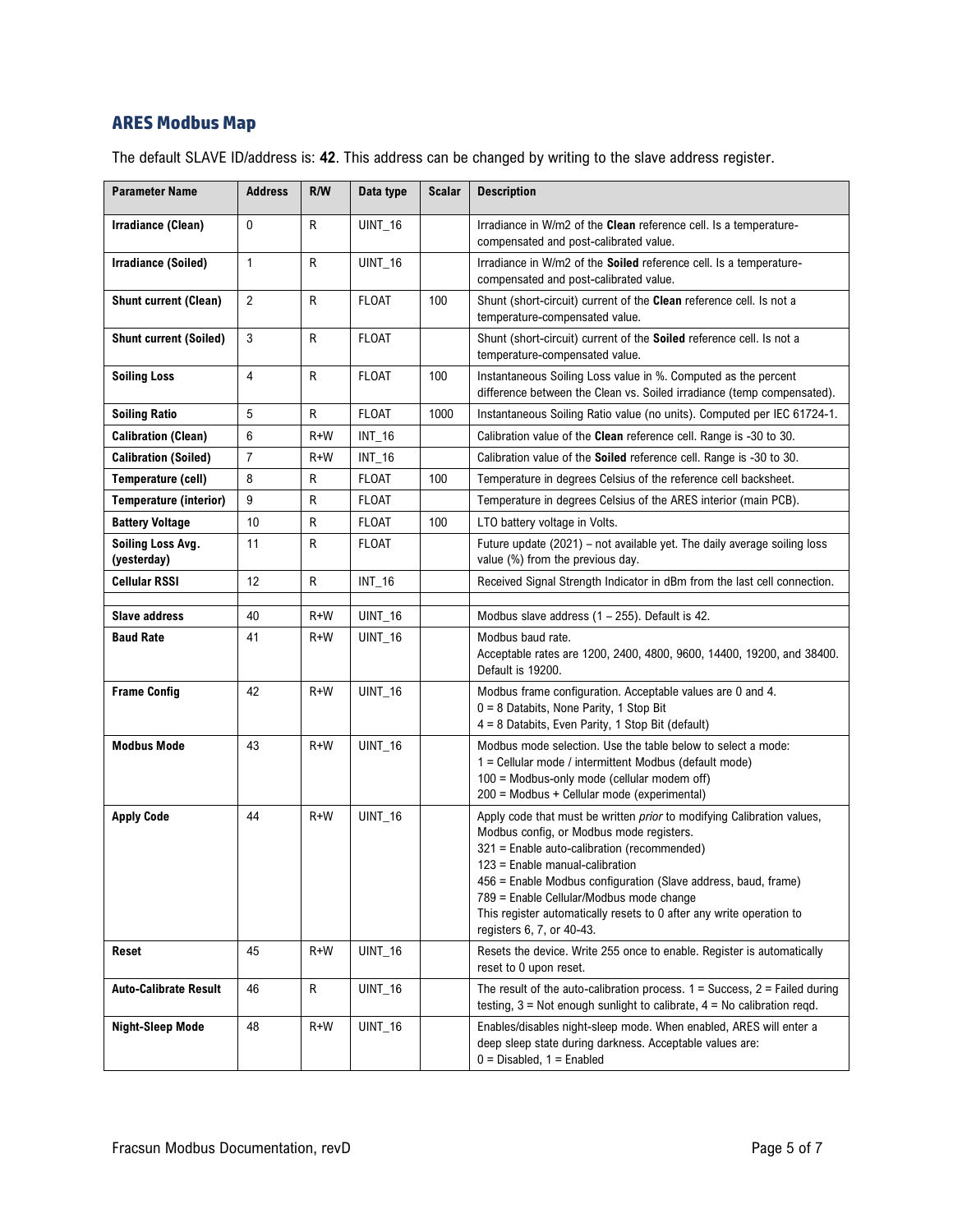## ARES Modbus Map

The default SLAVE ID/address is: **42**. This address can be changed by writing to the slave address register.

| Parameter Name | Address | R/W | Data type | Scalar | Description |
|---|---|---|---|---|---|
| **Irradiance (Clean)** | 0 | R | UINT_16 | | Irradiance in W/m2 of the **Clean** reference cell. Is a temperature-compensated and post-calibrated value. |
| **Irradiance (Soiled)** | 1 | R | UINT_16 | | Irradiance in W/m2 of the **Soiled** reference cell. Is a temperature-compensated and post-calibrated value. |
| **Shunt current (Clean)** | 2 | R | FLOAT | 100 | Shunt (short-circuit) current of the **Clean** reference cell. Is not a temperature-compensated value. |
| **Shunt current (Soiled)** | 3 | R | FLOAT | | Shunt (short-circuit) current of the **Soiled** reference cell. Is not a temperature-compensated value. |
| **Soiling Loss** | 4 | R | FLOAT | 100 | Instantaneous Soiling Loss value in %. Computed as the percent difference between the Clean vs. Soiled irradiance (temp compensated). |
| **Soiling Ratio** | 5 | R | FLOAT | 1000 | Instantaneous Soiling Ratio value (no units). Computed per IEC 61724-1. |
| **Calibration (Clean)** | 6 | R+W | INT_16 | | Calibration value of the **Clean** reference cell. Range is -30 to 30. |
| **Calibration (Soiled)** | 7 | R+W | INT_16 | | Calibration value of the **Soiled** reference cell. Range is -30 to 30. |
| **Temperature (cell)** | 8 | R | FLOAT | 100 | Temperature in degrees Celsius of the reference cell backsheet. |
| **Temperature (interior)** | 9 | R | FLOAT | | Temperature in degrees Celsius of the ARES interior (main PCB). |
| **Battery Voltage** | 10 | R | FLOAT | 100 | LTO battery voltage in Volts. |
| **Soiling Loss Avg. (yesterday)** | 11 | R | FLOAT | | Future update (2021) – not available yet. The daily average soiling loss value (%) from the previous day. |
| **Cellular RSSI** | 12 | R | INT_16 | | Received Signal Strength Indicator in dBm from the last cell connection. |
| | | | | | |
| **Slave address** | 40 | R+W | UINT_16 | | Modbus slave address (1 – 255). Default is 42. |
| **Baud Rate** | 41 | R+W | UINT_16 | | Modbus baud rate.<br>Acceptable rates are 1200, 2400, 4800, 9600, 14400, 19200, and 38400. Default is 19200. |
| **Frame Config** | 42 | R+W | UINT_16 | | Modbus frame configuration. Acceptable values are 0 and 4.<br>0 = 8 Databits, None Parity, 1 Stop Bit<br>4 = 8 Databits, Even Parity, 1 Stop Bit (default) |
| **Modbus Mode** | 43 | R+W | UINT_16 | | Modbus mode selection. Use the table below to select a mode:<br>1 = Cellular mode / intermittent Modbus (default mode)<br>100 = Modbus-only mode (cellular modem off)<br>200 = Modbus + Cellular mode (experimental) |
| **Apply Code** | 44 | R+W | UINT_16 | | Apply code that must be written *prior* to modifying Calibration values, Modbus config, or Modbus mode registers.<br>321 = Enable auto-calibration (recommended)<br>123 = Enable manual-calibration<br>456 = Enable Modbus configuration (Slave address, baud, frame)<br>789 = Enable Cellular/Modbus mode change<br>This register automatically resets to 0 after any write operation to registers 6, 7, or 40-43. |
| **Reset** | 45 | R+W | UINT_16 | | Resets the device. Write 255 once to enable. Register is automatically reset to 0 upon reset. |
| **Auto-Calibrate Result** | 46 | R | UINT_16 | | The result of the auto-calibration process. 1 = Success, 2 = Failed during testing, 3 = Not enough sunlight to calibrate, 4 = No calibration reqd. |
| **Night-Sleep Mode** | 48 | R+W | UINT_16 | | Enables/disables night-sleep mode. When enabled, ARES will enter a deep sleep state during darkness. Acceptable values are:<br>0 = Disabled, 1 = Enabled |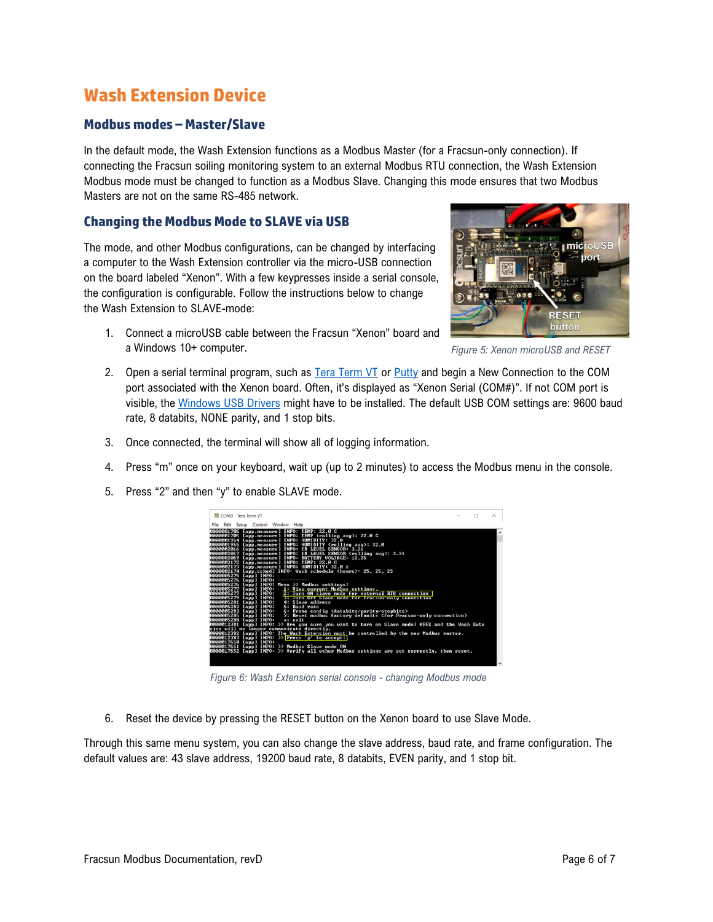# Wash Extension Device

## Modbus modes – Master/Slave

In the default mode, the Wash Extension functions as a Modbus Master (for a Fracsun-only connection). If connecting the Fracsun soiling monitoring system to an external Modbus RTU connection, the Wash Extension Modbus mode must be changed to function as a Modbus Slave. Changing this mode ensures that two Modbus Masters are not on the same RS-485 network.

## Changing the Modbus Mode to SLAVE via USB

The mode, and other Modbus configurations, can be changed by interfacing a computer to the Wash Extension controller via the micro-USB connection on the board labeled "Xenon". With a few keypresses inside a serial console, the configuration is configurable. Follow the instructions below to change the Wash Extension to SLAVE-mode:

*Figure 5: Xenon microUSB and RESET*

1. Connect a microUSB cable between the Fracsun "Xenon" board and a Windows 10+ computer.
2. Open a serial terminal program, such as Tera Term VT or Putty and begin a New Connection to the COM port associated with the Xenon board. Often, it's displayed as "Xenon Serial (COM#)". If not COM port is visible, the Windows USB Drivers might have to be installed. The default USB COM settings are: 9600 baud rate, 8 databits, NONE parity, and 1 stop bits.
3. Once connected, the terminal will show all of logging information.
4. Press "m" once on your keyboard, wait up (up to 2 minutes) to access the Modbus menu in the console.
5. Press "2" and then "y" to enable SLAVE mode.

*Figure 6: Wash Extension serial console - changing Modbus mode*

6. Reset the device by pressing the RESET button on the Xenon board to use Slave Mode.

Through this same menu system, you can also change the slave address, baud rate, and frame configuration. The default values are: 43 slave address, 19200 baud rate, 8 databits, EVEN parity, and 1 stop bit.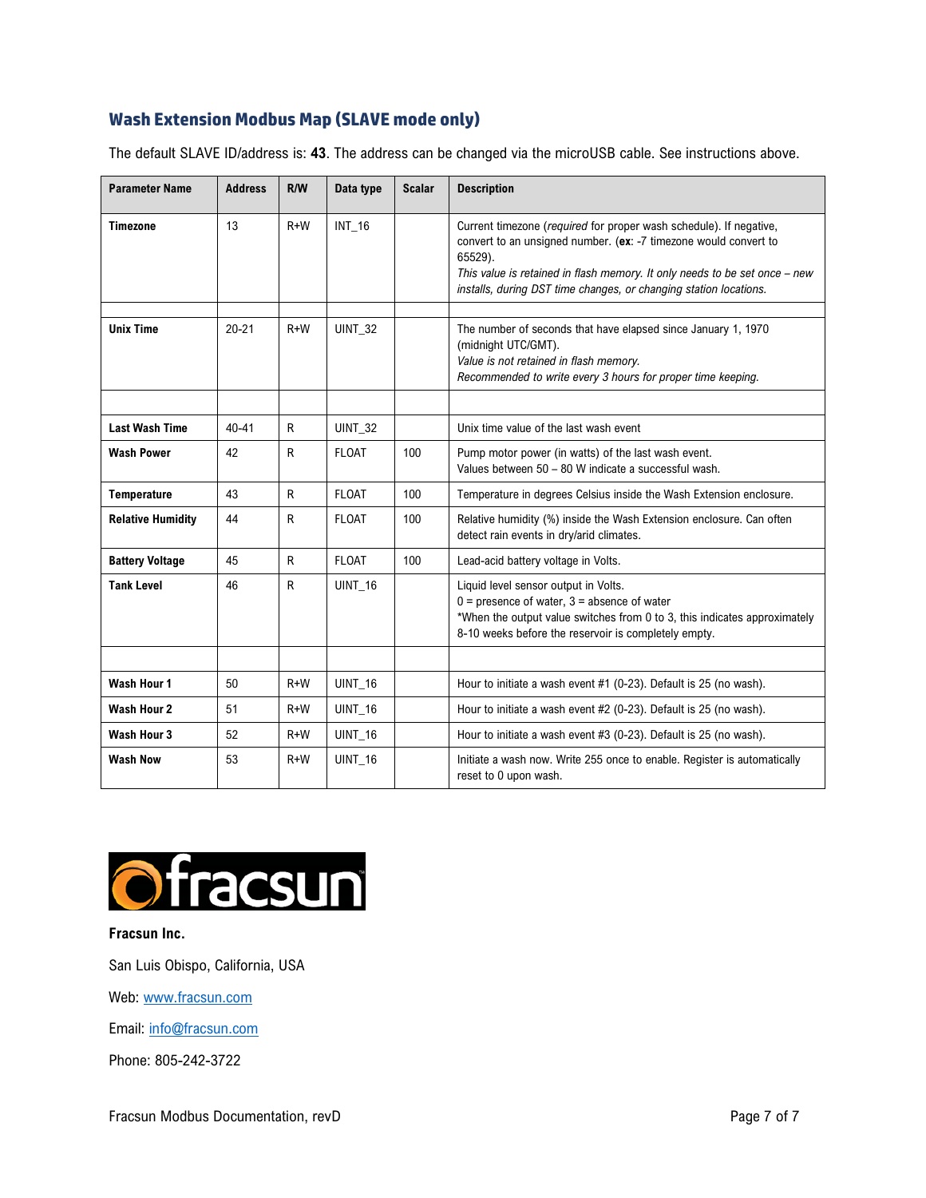## Wash Extension Modbus Map (SLAVE mode only)

The default SLAVE ID/address is: **43**. The address can be changed via the microUSB cable. See instructions above.

| Parameter Name | Address | R/W | Data type | Scalar | Description |
|---|---|---|---|---|---|
| **Timezone** | 13 | R+W | INT_16 | | Current timezone (*required* for proper wash schedule). If negative, convert to an unsigned number. (**ex**: -7 timezone would convert to 65529). *This value is retained in flash memory. It only needs to be set once – new installs, during DST time changes, or changing station locations.* |
| | | | | | |
| **Unix Time** | 20-21 | R+W | UINT_32 | | The number of seconds that have elapsed since January 1, 1970 (midnight UTC/GMT). *Value is not retained in flash memory.* *Recommended to write every 3 hours for proper time keeping.* |
| | | | | | |
| **Last Wash Time** | 40-41 | R | UINT_32 | | Unix time value of the last wash event |
| **Wash Power** | 42 | R | FLOAT | 100 | Pump motor power (in watts) of the last wash event. Values between 50 – 80 W indicate a successful wash. |
| **Temperature** | 43 | R | FLOAT | 100 | Temperature in degrees Celsius inside the Wash Extension enclosure. |
| **Relative Humidity** | 44 | R | FLOAT | 100 | Relative humidity (%) inside the Wash Extension enclosure. Can often detect rain events in dry/arid climates. |
| **Battery Voltage** | 45 | R | FLOAT | 100 | Lead-acid battery voltage in Volts. |
| **Tank Level** | 46 | R | UINT_16 | | Liquid level sensor output in Volts. 0 = presence of water, 3 = absence of water *When the output value switches from 0 to 3, this indicates approximately 8-10 weeks before the reservoir is completely empty. |
| | | | | | |
| **Wash Hour 1** | 50 | R+W | UINT_16 | | Hour to initiate a wash event #1 (0-23). Default is 25 (no wash). |
| **Wash Hour 2** | 51 | R+W | UINT_16 | | Hour to initiate a wash event #2 (0-23). Default is 25 (no wash). |
| **Wash Hour 3** | 52 | R+W | UINT_16 | | Hour to initiate a wash event #3 (0-23). Default is 25 (no wash). |
| **Wash Now** | 53 | R+W | UINT_16 | | Initiate a wash now. Write 255 once to enable. Register is automatically reset to 0 upon wash. |

fracsun™

**Fracsun Inc.**

San Luis Obispo, California, USA

Web: www.fracsun.com

Email: info@fracsun.com

Phone: 805-242-3722